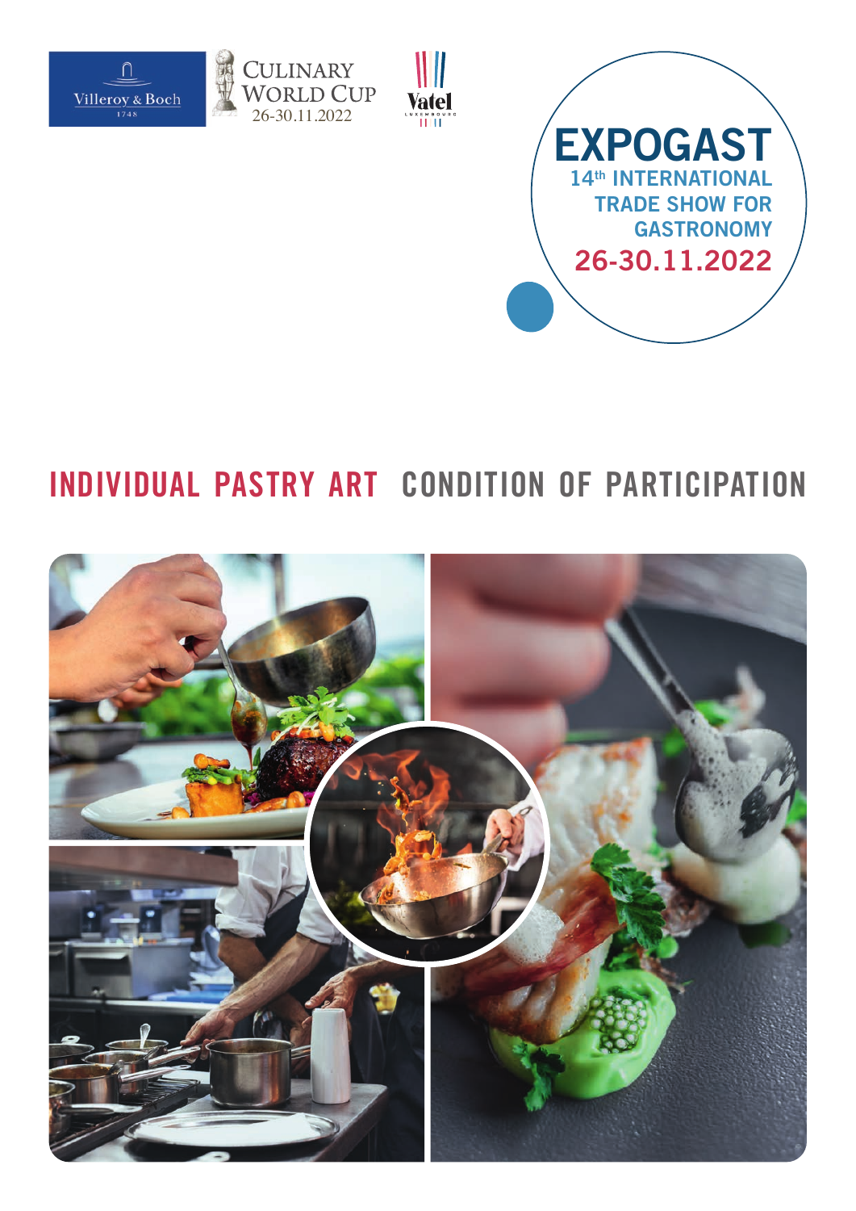Villeroy & Boch 1748

CULINARY WORLD CUP 26-30.11.2022

Vatel LUXEMBOURG

# EXPOGAST

14th INTERNATIONAL TRADE SHOW FOR GASTRONOMY

26-30.11.2022

# INDIVIDUAL PASTRY ART CONDITION OF PARTICIPATION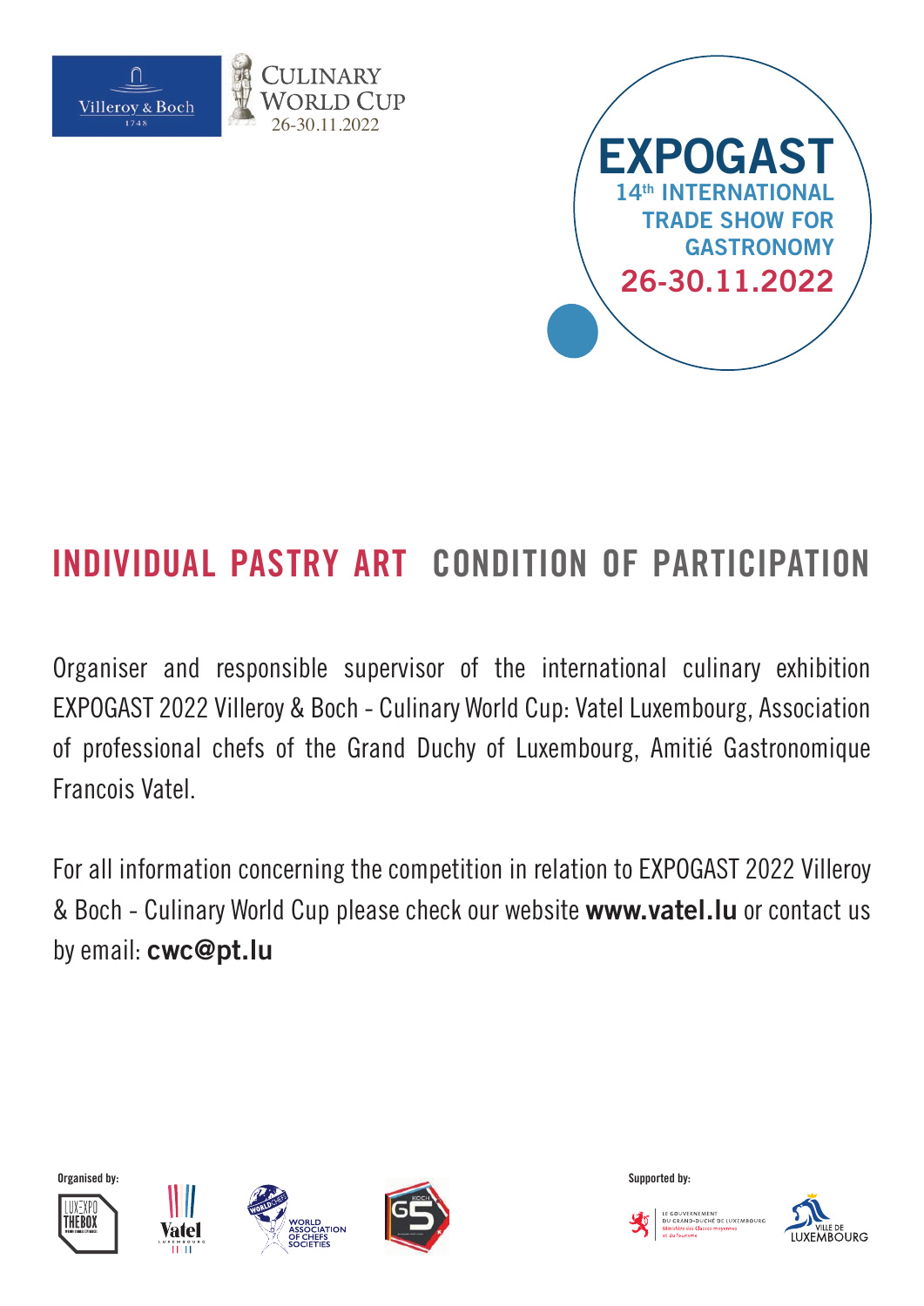Villeroy & Boch 1748

CULINARY WORLD CUP 26-30.11.2022

**EXPOGAST**
14th INTERNATIONAL TRADE SHOW FOR GASTRONOMY
26-30.11.2022

# INDIVIDUAL PASTRY ART CONDITION OF PARTICIPATION

Organiser and responsible supervisor of the international culinary exhibition EXPOGAST 2022 Villeroy & Boch - Culinary World Cup: Vatel Luxembourg, Association of professional chefs of the Grand Duchy of Luxembourg, Amitié Gastronomique Francois Vatel.

For all information concerning the competition in relation to EXPOGAST 2022 Villeroy & Boch - Culinary World Cup please check our website **www.vatel.lu** or contact us by email: **cwc@pt.lu**

Organised by: LUXEXPO THE BOX, Vatel Luxembourg, World Association of Chefs Societies, G5

Supported by: Le Gouvernement du Grand-Duché de Luxembourg, Ministère des Classes moyennes et du Tourisme, Ville de Luxembourg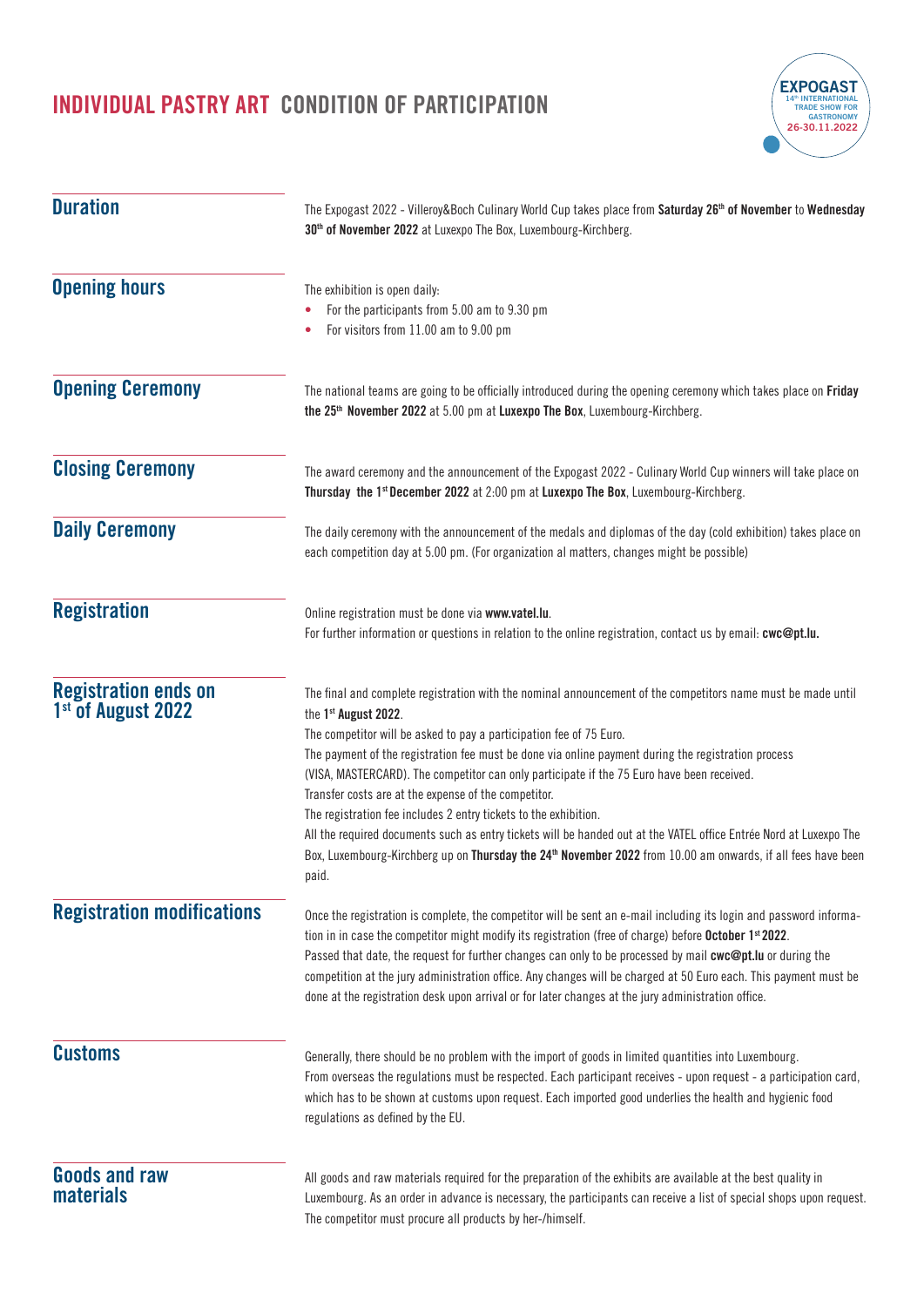# INDIVIDUAL PASTRY ART CONDITION OF PARTICIPATION

EXPOGAST
14th INTERNATIONAL TRADE SHOW FOR GASTRONOMY
26-30.11.2022

## Duration

The Expogast 2022 - Villeroy&Boch Culinary World Cup takes place from **Saturday 26th of November** to **Wednesday 30th of November 2022** at Luxexpo The Box, Luxembourg-Kirchberg.

## Opening hours

The exhibition is open daily:

- For the participants from 5.00 am to 9.30 pm
- For visitors from 11.00 am to 9.00 pm

## Opening Ceremony

The national teams are going to be officially introduced during the opening ceremony which takes place on **Friday the 25th November 2022** at 5.00 pm at **Luxexpo The Box**, Luxembourg-Kirchberg.

## Closing Ceremony

The award ceremony and the announcement of the Expogast 2022 - Culinary World Cup winners will take place on **Thursday the 1st December 2022** at 2:00 pm at **Luxexpo The Box**, Luxembourg-Kirchberg.

## Daily Ceremony

The daily ceremony with the announcement of the medals and diplomas of the day (cold exhibition) takes place on each competition day at 5.00 pm. (For organization al matters, changes might be possible)

## Registration

Online registration must be done via **www.vatel.lu**.
For further information or questions in relation to the online registration, contact us by email: **cwc@pt.lu.**

## Registration ends on 1st of August 2022

The final and complete registration with the nominal announcement of the competitors name must be made until the **1st August 2022**.
The competitor will be asked to pay a participation fee of 75 Euro.
The payment of the registration fee must be done via online payment during the registration process (VISA, MASTERCARD). The competitor can only participate if the 75 Euro have been received.
Transfer costs are at the expense of the competitor.
The registration fee includes 2 entry tickets to the exhibition.
All the required documents such as entry tickets will be handed out at the VATEL office Entrée Nord at Luxexpo The Box, Luxembourg-Kirchberg up on **Thursday the 24th November 2022** from 10.00 am onwards, if all fees have been paid.

## Registration modifications

Once the registration is complete, the competitor will be sent an e-mail including its login and password information in in case the competitor might modify its registration (free of charge) before **October 1st 2022**.
Passed that date, the request for further changes can only to be processed by mail **cwc@pt.lu** or during the competition at the jury administration office. Any changes will be charged at 50 Euro each. This payment must be done at the registration desk upon arrival or for later changes at the jury administration office.

## Customs

Generally, there should be no problem with the import of goods in limited quantities into Luxembourg.
From overseas the regulations must be respected. Each participant receives - upon request - a participation card, which has to be shown at customs upon request. Each imported good underlies the health and hygienic food regulations as defined by the EU.

## Goods and raw materials

All goods and raw materials required for the preparation of the exhibits are available at the best quality in Luxembourg. As an order in advance is necessary, the participants can receive a list of special shops upon request.
The competitor must procure all products by her-/himself.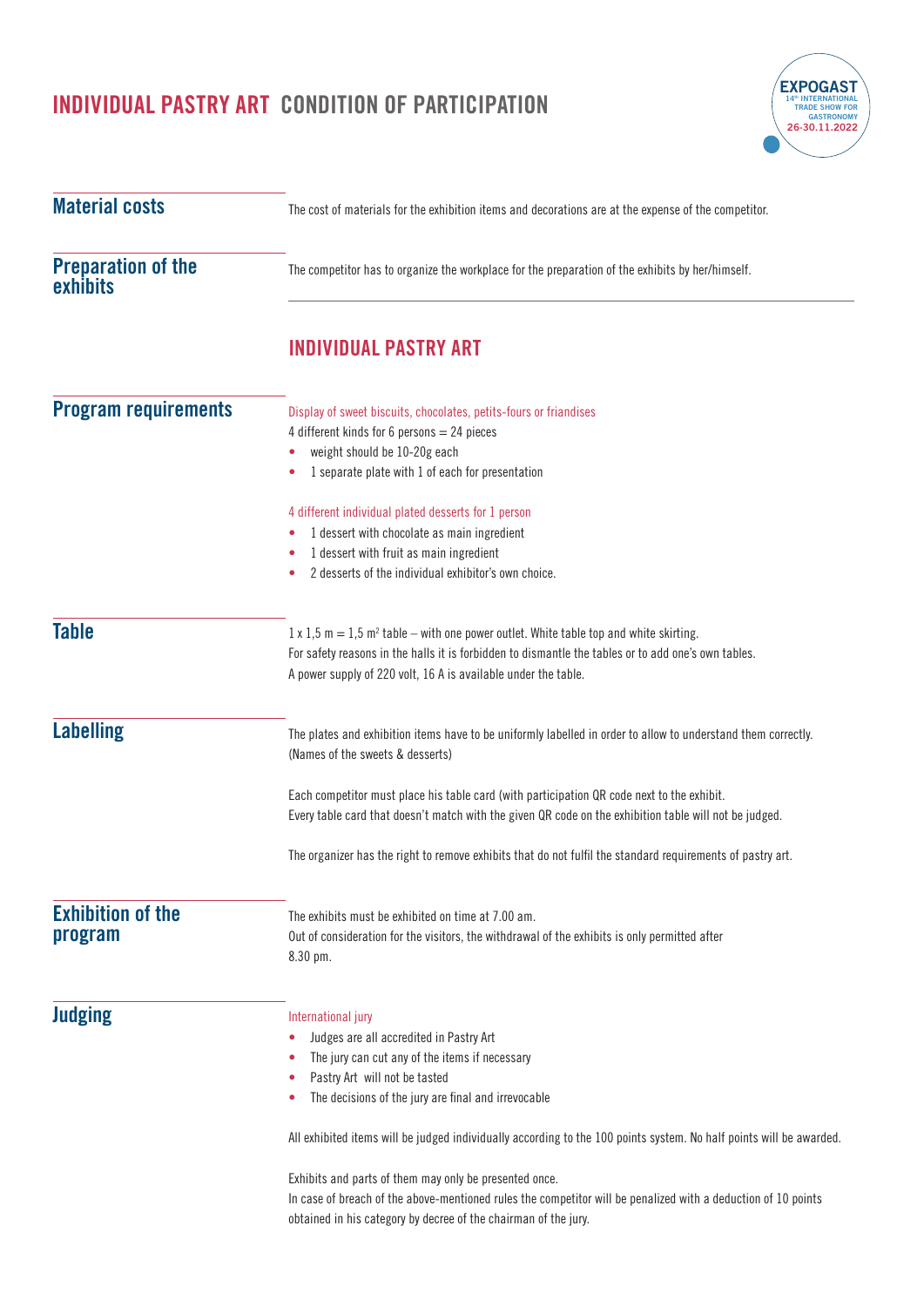# INDIVIDUAL PASTRY ART CONDITION OF PARTICIPATION

EXPOGAST
14[th] INTERNATIONAL TRADE SHOW FOR GASTRONOMY
26-30.11.2022

## Material costs

The cost of materials for the exhibition items and decorations are at the expense of the competitor.

## Preparation of the exhibits

The competitor has to organize the workplace for the preparation of the exhibits by her/himself.

## INDIVIDUAL PASTRY ART

## Program requirements

Display of sweet biscuits, chocolates, petits-fours or friandises

4 different kinds for 6 persons = 24 pieces

- weight should be 10-20g each
- 1 separate plate with 1 of each for presentation

4 different individual plated desserts for 1 person

- 1 dessert with chocolate as main ingredient
- 1 dessert with fruit as main ingredient
- 2 desserts of the individual exhibitor's own choice.

## Table

1 x 1,5 m = 1,5 m² table – with one power outlet. White table top and white skirting.
For safety reasons in the halls it is forbidden to dismantle the tables or to add one's own tables.
A power supply of 220 volt, 16 A is available under the table.

## Labelling

The plates and exhibition items have to be uniformly labelled in order to allow to understand them correctly. (Names of the sweets & desserts)

Each competitor must place his table card (with participation QR code next to the exhibit.
Every table card that doesn't match with the given QR code on the exhibition table will not be judged.

The organizer has the right to remove exhibits that do not fulfil the standard requirements of pastry art.

## Exhibition of the program

The exhibits must be exhibited on time at 7.00 am.
Out of consideration for the visitors, the withdrawal of the exhibits is only permitted after 8.30 pm.

## Judging

International jury

- Judges are all accredited in Pastry Art
- The jury can cut any of the items if necessary
- Pastry Art will not be tasted
- The decisions of the jury are final and irrevocable

All exhibited items will be judged individually according to the 100 points system. No half points will be awarded.

Exhibits and parts of them may only be presented once.
In case of breach of the above-mentioned rules the competitor will be penalized with a deduction of 10 points obtained in his category by decree of the chairman of the jury.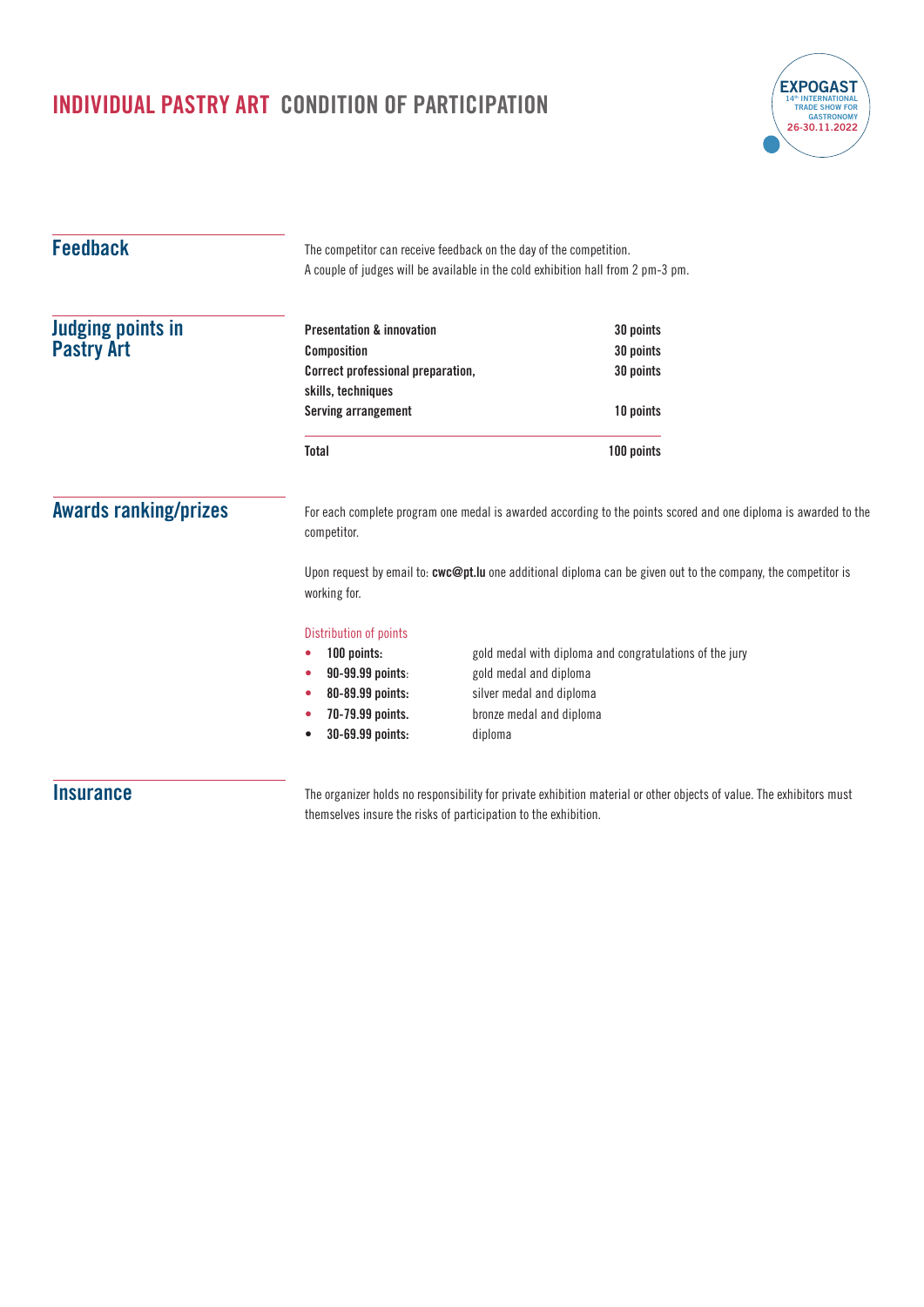# INDIVIDUAL PASTRY ART CONDITION OF PARTICIPATION

## Feedback

The competitor can receive feedback on the day of the competition.
A couple of judges will be available in the cold exhibition hall from 2 pm-3 pm.

## Judging points in Pastry Art

| | |
|---|---|
| **Presentation & innovation** | **30 points** |
| **Composition** | **30 points** |
| **Correct professional preparation, skills, techniques** | **30 points** |
| **Serving arrangement** | **10 points** |
| **Total** | **100 points** |

## Awards ranking/prizes

For each complete program one medal is awarded according to the points scored and one diploma is awarded to the competitor.

Upon request by email to: **cwc@pt.lu** one additional diploma can be given out to the company, the competitor is working for.

Distribution of points

- **100 points:** gold medal with diploma and congratulations of the jury
- **90-99.99 points**: gold medal and diploma
- **80-89.99 points:** silver medal and diploma
- **70-79.99 points.** bronze medal and diploma
- **30-69.99 points:** diploma

## Insurance

The organizer holds no responsibility for private exhibition material or other objects of value. The exhibitors must themselves insure the risks of participation to the exhibition.